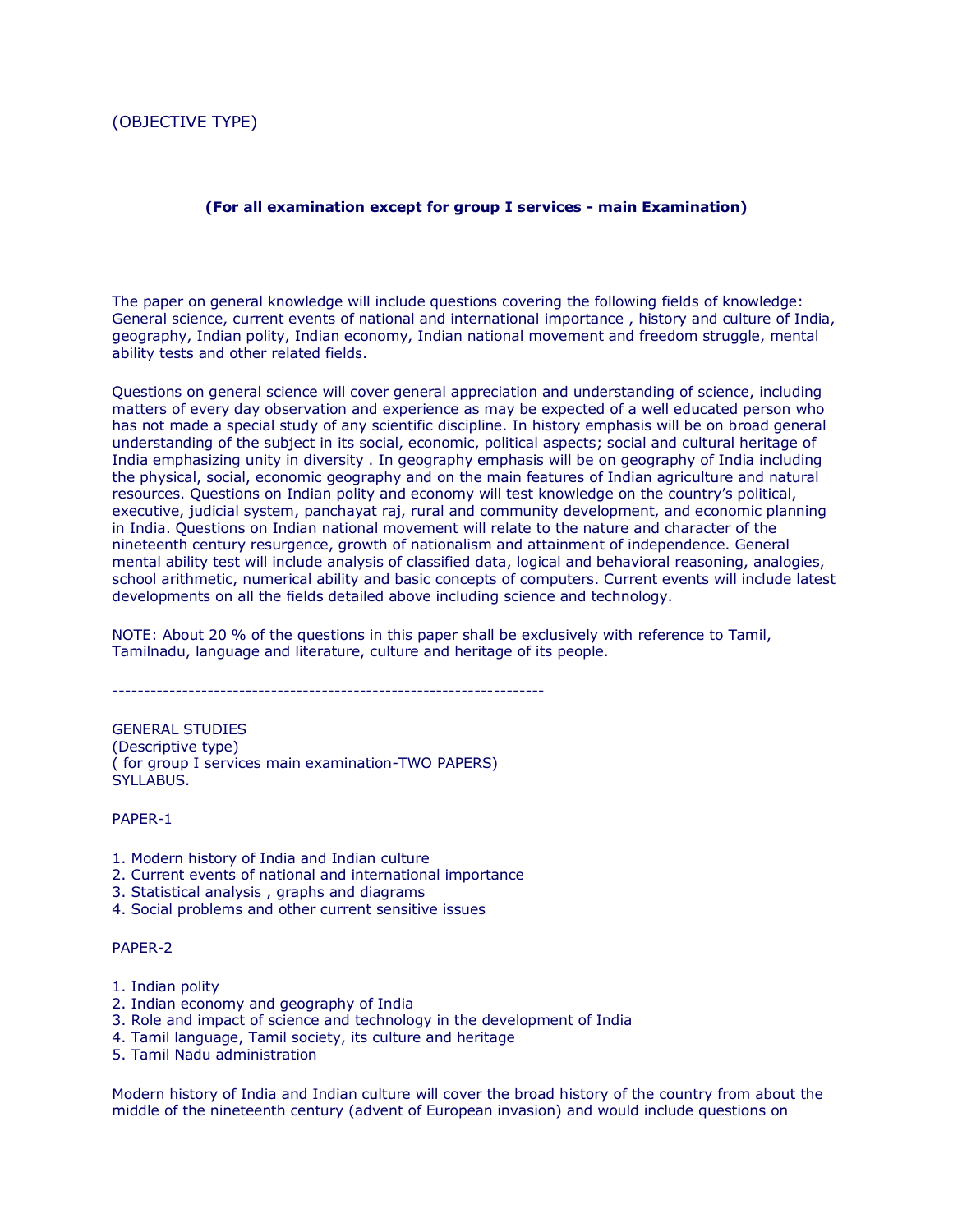(OBJECTIVE TYPE)

**(For all examination except for group I services - main Examination)**

The paper on general knowledge will include questions covering the following fields of knowledge: General science, current events of national and international importance , history and culture of India, geography, Indian polity, Indian economy, Indian national movement and freedom struggle, mental ability tests and other related fields.

Questions on general science will cover general appreciation and understanding of science, including matters of every day observation and experience as may be expected of a well educated person who has not made a special study of any scientific discipline. In history emphasis will be on broad general understanding of the subject in its social, economic, political aspects; social and cultural heritage of India emphasizing unity in diversity . In geography emphasis will be on geography of India including the physical, social, economic geography and on the main features of Indian agriculture and natural resources. Questions on Indian polity and economy will test knowledge on the country's political, executive, judicial system, panchayat raj, rural and community development, and economic planning in India. Questions on Indian national movement will relate to the nature and character of the nineteenth century resurgence, growth of nationalism and attainment of independence. General mental ability test will include analysis of classified data, logical and behavioral reasoning, analogies, school arithmetic, numerical ability and basic concepts of computers. Current events will include latest developments on all the fields detailed above including science and technology.

NOTE: About 20 % of the questions in this paper shall be exclusively with reference to Tamil, Tamilnadu, language and literature, culture and heritage of its people.

--------------------------------------------------------------------

GENERAL STUDIES
(Descriptive type)
( for group I services main examination-TWO PAPERS)
SYLLABUS.

PAPER-1

1. Modern history of India and Indian culture
2. Current events of national and international importance
3. Statistical analysis , graphs and diagrams
4. Social problems and other current sensitive issues

PAPER-2

1. Indian polity
2. Indian economy and geography of India
3. Role and impact of science and technology in the development of India
4. Tamil language, Tamil society, its culture and heritage
5. Tamil Nadu administration

Modern history of India and Indian culture will cover the broad history of the country from about the middle of the nineteenth century (advent of European invasion) and would include questions on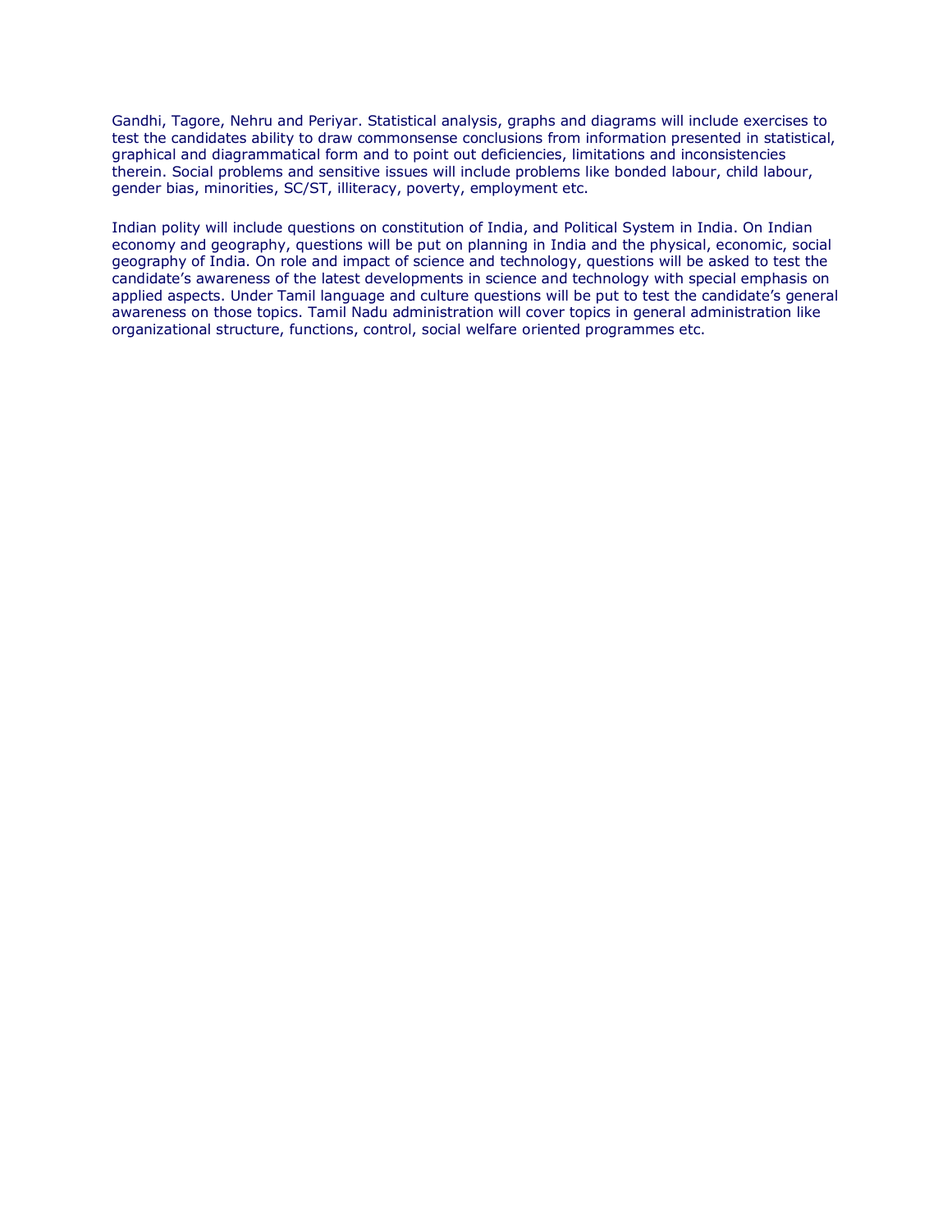Gandhi, Tagore, Nehru and Periyar. Statistical analysis, graphs and diagrams will include exercises to test the candidates ability to draw commonsense conclusions from information presented in statistical, graphical and diagrammatical form and to point out deficiencies, limitations and inconsistencies therein. Social problems and sensitive issues will include problems like bonded labour, child labour, gender bias, minorities, SC/ST, illiteracy, poverty, employment etc.

Indian polity will include questions on constitution of India, and Political System in India. On Indian economy and geography, questions will be put on planning in India and the physical, economic, social geography of India. On role and impact of science and technology, questions will be asked to test the candidate's awareness of the latest developments in science and technology with special emphasis on applied aspects. Under Tamil language and culture questions will be put to test the candidate's general awareness on those topics. Tamil Nadu administration will cover topics in general administration like organizational structure, functions, control, social welfare oriented programmes etc.